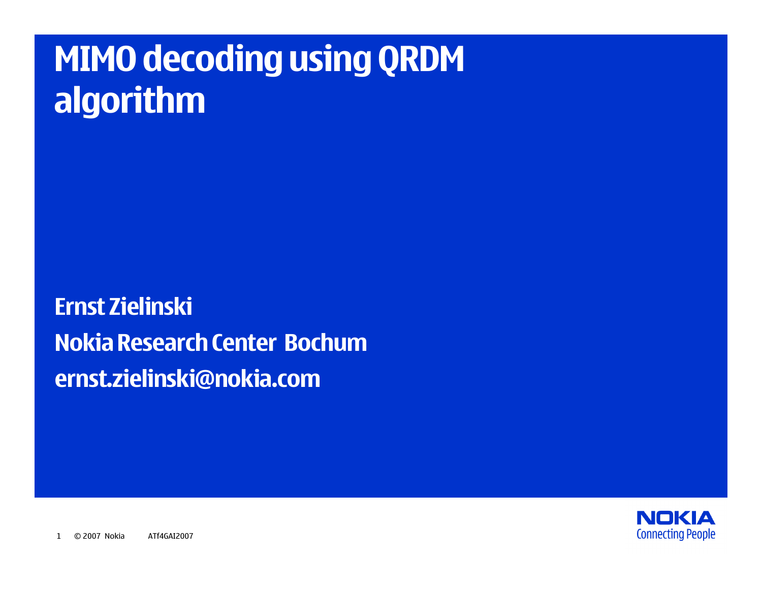# MIMO decoding using QRDM algorithm

**Ernst Zielinski**

**Nokia Research Center Bochum**

**ernst.zielinski@nokia.com**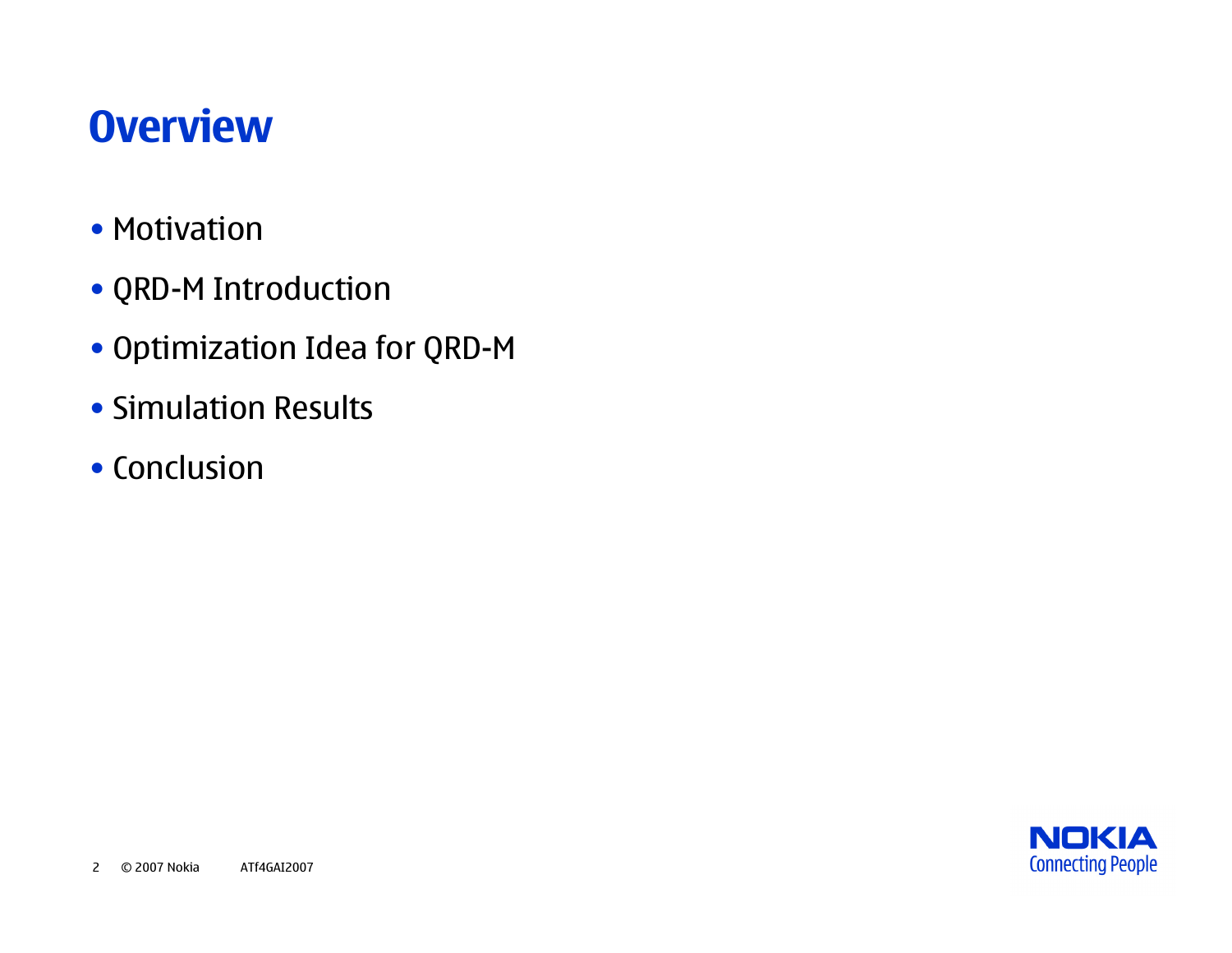# Overview

- Motivation
- QRD-M Introduction
- Optimization Idea for QRD-M
- Simulation Results
- Conclusion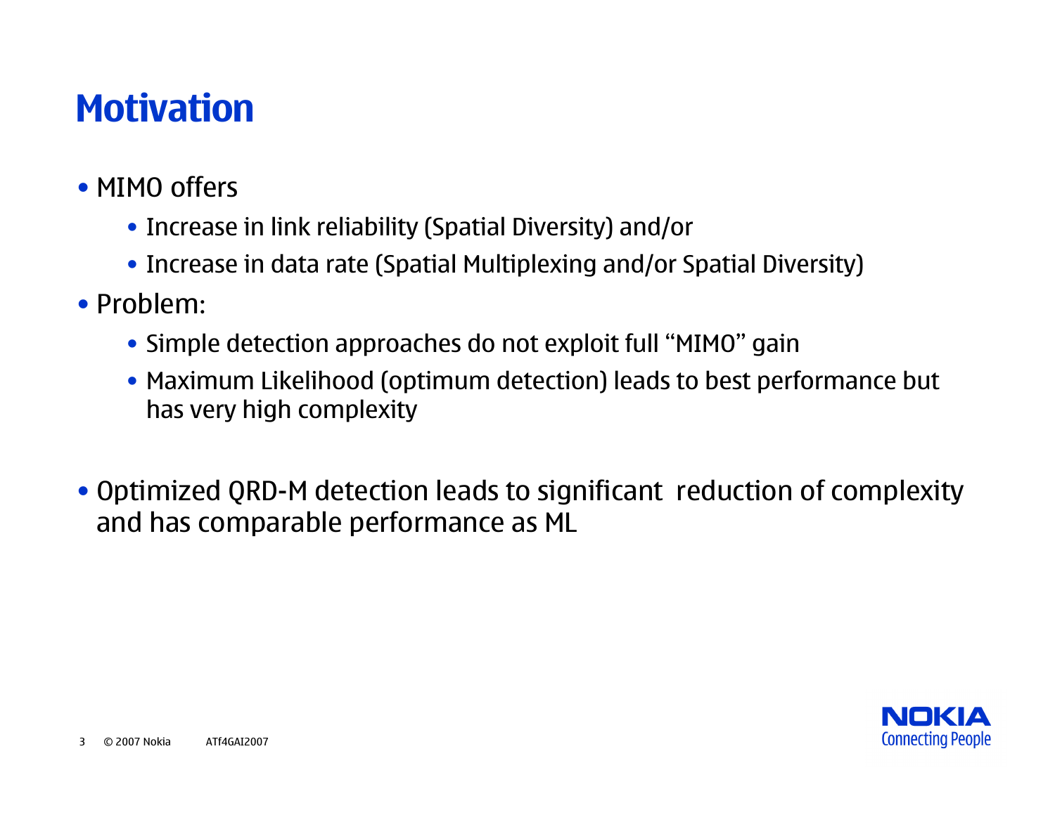# Motivation

- MIMO offers
  - Increase in link reliability (Spatial Diversity) and/or
  - Increase in data rate (Spatial Multiplexing and/or Spatial Diversity)
- Problem:
  - Simple detection approaches do not exploit full “MIMO” gain
  - Maximum Likelihood (optimum detection) leads to best performance but has very high complexity

- Optimized QRD-M detection leads to significant reduction of complexity and has comparable performance as ML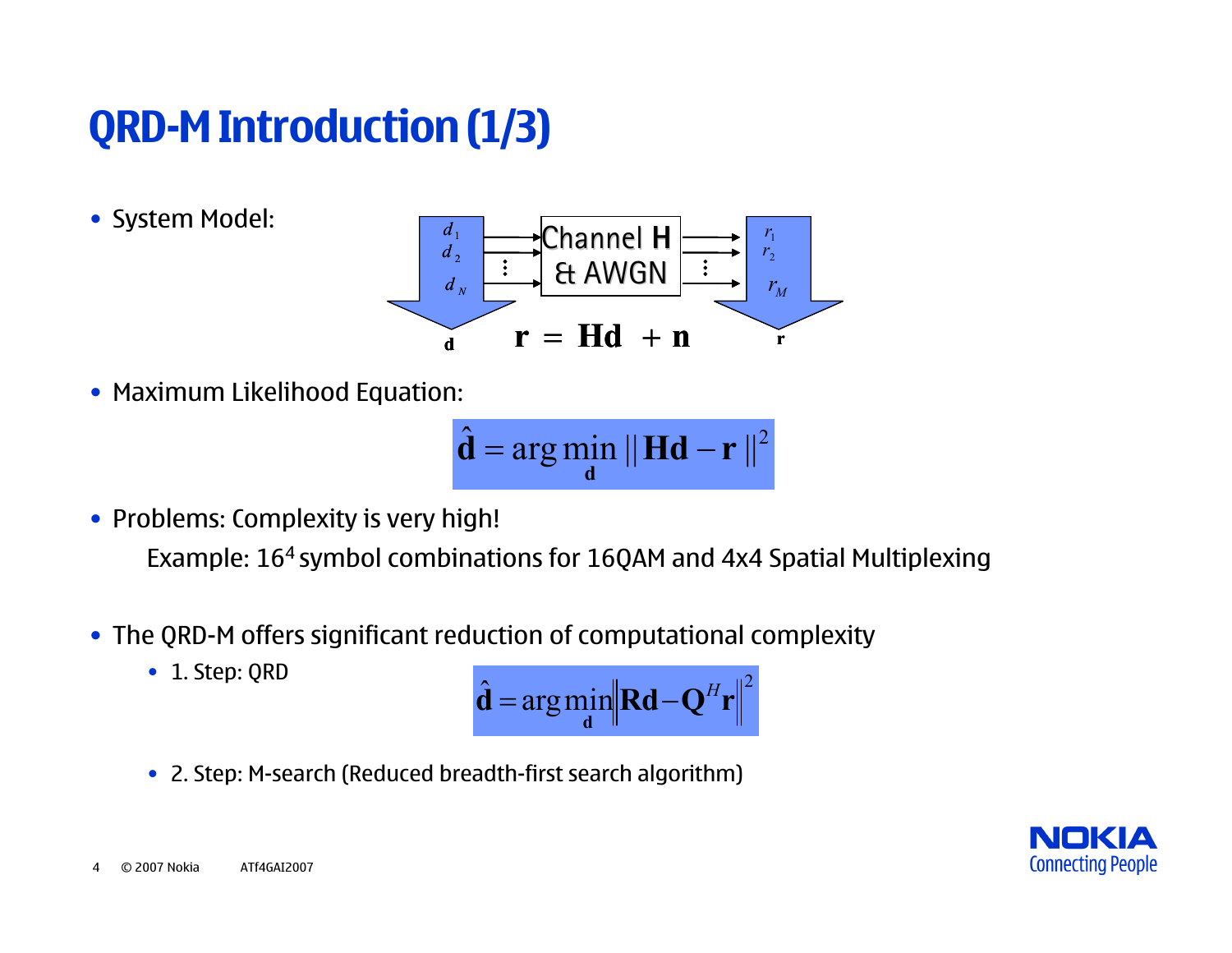# QRD-M Introduction (1/3)

- System Model:

$d_1, d_2, \ldots, d_N$ (**d**) → Channel **H** & AWGN → $r_1, r_2, \ldots, r_M$ (**r**)

$$\mathbf{r} = \mathbf{H}\mathbf{d} + \mathbf{n}$$

- Maximum Likelihood Equation:

$$\hat{\mathbf{d}} = \arg\min_{\mathbf{d}} \|\mathbf{H}\mathbf{d} - \mathbf{r}\|^2$$

- Problems: Complexity is very high!

  Example: $16^4$ symbol combinations for 16QAM and 4x4 Spatial Multiplexing

- The QRD-M offers significant reduction of computational complexity
  - 1. Step: QRD

$$\hat{\mathbf{d}} = \arg\min_{\mathbf{d}} \left\|\mathbf{R}\mathbf{d} - \mathbf{Q}^H\mathbf{r}\right\|^2$$

  - 2. Step: M-search (Reduced breadth-first search algorithm)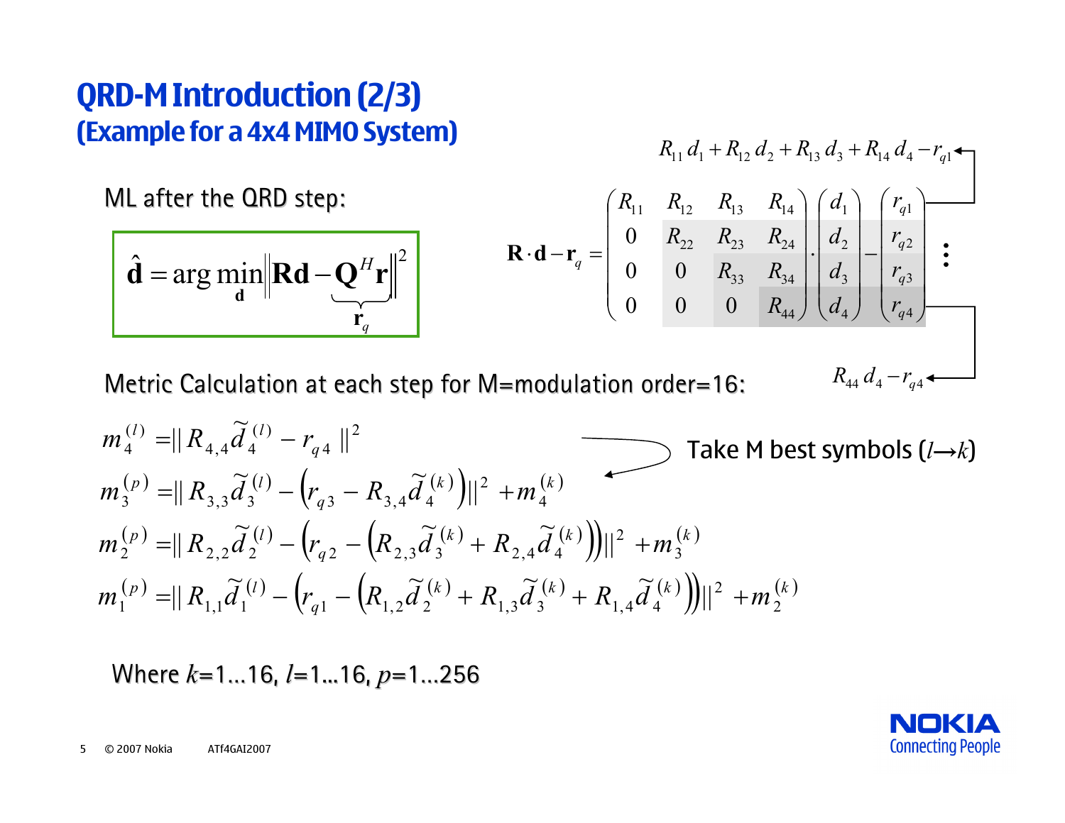# QRD-M Introduction (2/3)
## (Example for a 4x4 MIMO System)

ML after the QRD step:

$$\hat{\mathbf{d}} = \arg\min_{\mathbf{d}} \left\| \mathbf{R}\mathbf{d} - \underbrace{\mathbf{Q}^H \mathbf{r}}_{\mathbf{r}_q} \right\|^2$$

$$\mathbf{R} \cdot \mathbf{d} - \mathbf{r}_q = \begin{pmatrix} R_{11} & R_{12} & R_{13} & R_{14} \\ 0 & R_{22} & R_{23} & R_{24} \\ 0 & 0 & R_{33} & R_{34} \\ 0 & 0 & 0 & R_{44} \end{pmatrix} \cdot \begin{pmatrix} d_1 \\ d_2 \\ d_3 \\ d_4 \end{pmatrix} - \begin{pmatrix} r_{q1} \\ r_{q2} \\ r_{q3} \\ r_{q4} \end{pmatrix}$$

$R_{11}d_1 + R_{12}d_2 + R_{13}d_3 + R_{14}d_4 - r_{q1}$

$\vdots$

$R_{44}d_4 - r_{q4}$

Metric Calculation at each step for M=modulation order=16:

$$m_4^{(l)} = \| R_{4,4}\tilde{d}_4^{(l)} - r_{q4} \|^2$$

Take M best symbols ($l \rightarrow k$)

$$m_3^{(p)} = \| R_{3,3}\tilde{d}_3^{(l)} - \left( r_{q3} - R_{3,4}\tilde{d}_4^{(k)} \right) \|^2 + m_4^{(k)}$$

$$m_2^{(p)} = \| R_{2,2}\tilde{d}_2^{(l)} - \left( r_{q2} - \left( R_{2,3}\tilde{d}_3^{(k)} + R_{2,4}\tilde{d}_4^{(k)} \right) \right) \|^2 + m_3^{(k)}$$

$$m_1^{(p)} = \| R_{1,1}\tilde{d}_1^{(l)} - \left( r_{q1} - \left( R_{1,2}\tilde{d}_2^{(k)} + R_{1,3}\tilde{d}_3^{(k)} + R_{1,4}\tilde{d}_4^{(k)} \right) \right) \|^2 + m_2^{(k)}$$

Where $k$=1…16, $l$=1…16, $p$=1…256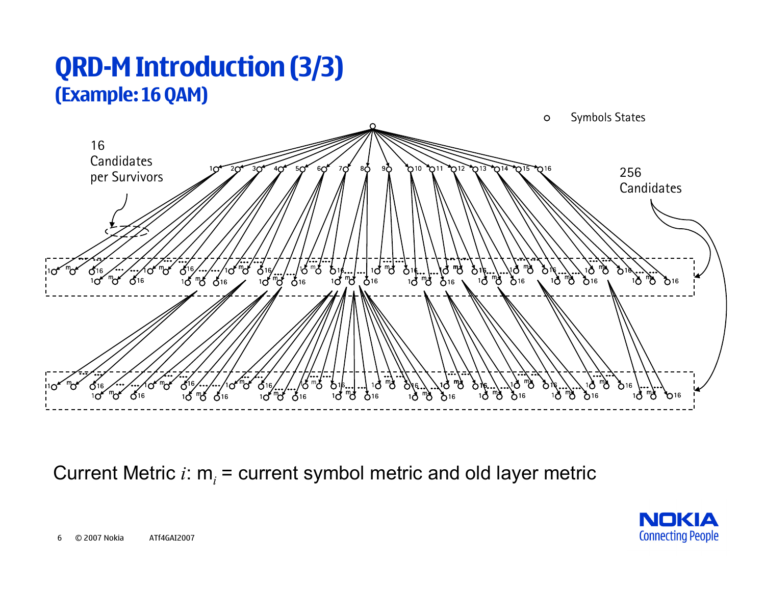# QRD-M Introduction (3/3)

## (Example: 16 QAM)

Symbols States

16 Candidates per Survivors

256 Candidates

Current Metric $i$: $m_i$ = current symbol metric and old layer metric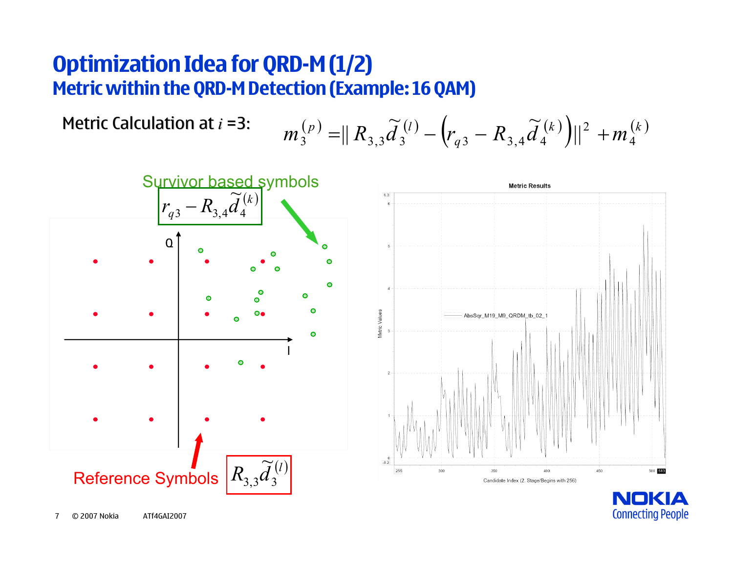# Optimization Idea for QRD-M (1/2)

## Metric within the QRD-M Detection (Example: 16 QAM)

Metric Calculation at $i$ =3:

$$m_3^{(p)} = \| R_{3,3}\tilde{d}_3^{(l)} - \left( r_{q3} - R_{3,4}\tilde{d}_4^{(k)} \right) \|^2 + m_4^{(k)}$$

Survivor based symbols $r_{q3} - R_{3,4}\tilde{d}_4^{(k)}$

Reference Symbols $R_{3,3}\tilde{d}_3^{(l)}$

Metric Results

Candidate Index (2. Stage/Begins with 256)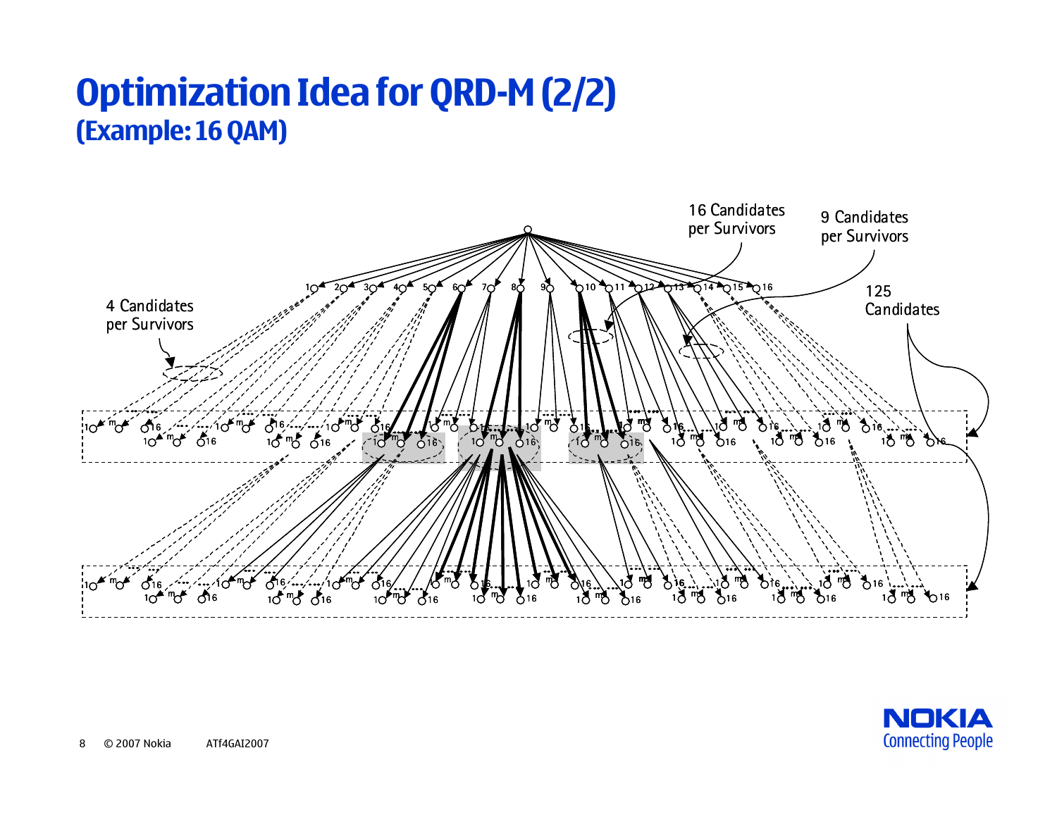# Optimization Idea for QRD-M (2/2)

## (Example: 16 QAM)

16 Candidates per Survivors

9 Candidates per Survivors

125 Candidates

4 Candidates per Survivors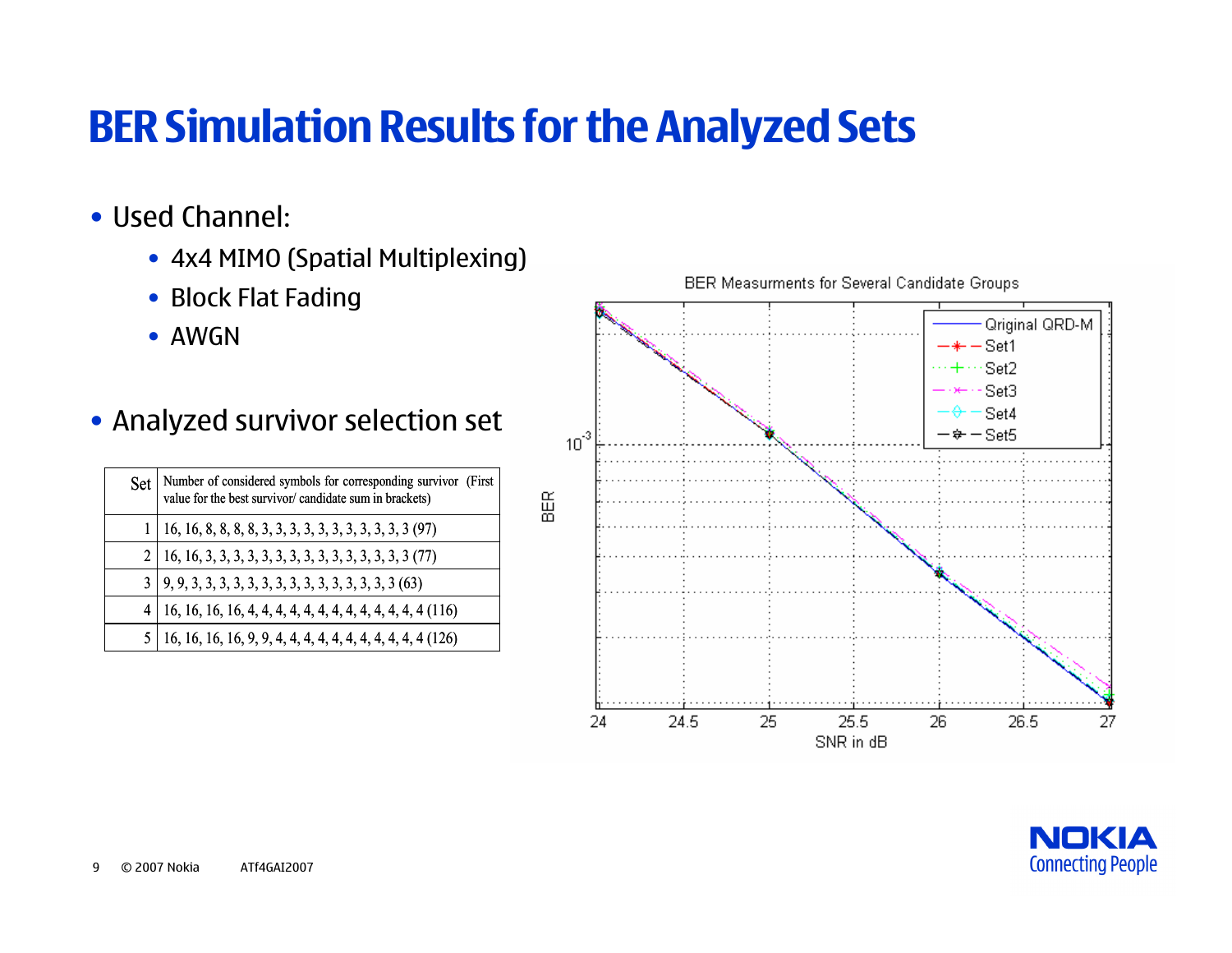# BER Simulation Results for the Analyzed Sets

- Used Channel:
  - 4x4 MIMO (Spatial Multiplexing)
  - Block Flat Fading
  - AWGN
- Analyzed survivor selection set

| Set | Number of considered symbols for corresponding survivor (First value for the best survivor/ candidate sum in brackets) |
|---|---|
| 1 | 16, 16, 8, 8, 8, 8, 3, 3, 3, 3, 3, 3, 3, 3, 3, 3, 3 (97) |
| 2 | 16, 16, 3, 3, 3, 3, 3, 3, 3, 3, 3, 3, 3, 3, 3, 3, 3 (77) |
| 3 | 9, 9, 3, 3, 3, 3, 3, 3, 3, 3, 3, 3, 3, 3, 3, 3, 3 (63) |
| 4 | 16, 16, 16, 16, 4, 4, 4, 4, 4, 4, 4, 4, 4, 4, 4, 4, 4 (116) |
| 5 | 16, 16, 16, 16, 9, 9, 4, 4, 4, 4, 4, 4, 4, 4, 4, 4, 4 (126) |

BER Measurments for Several Candidate Groups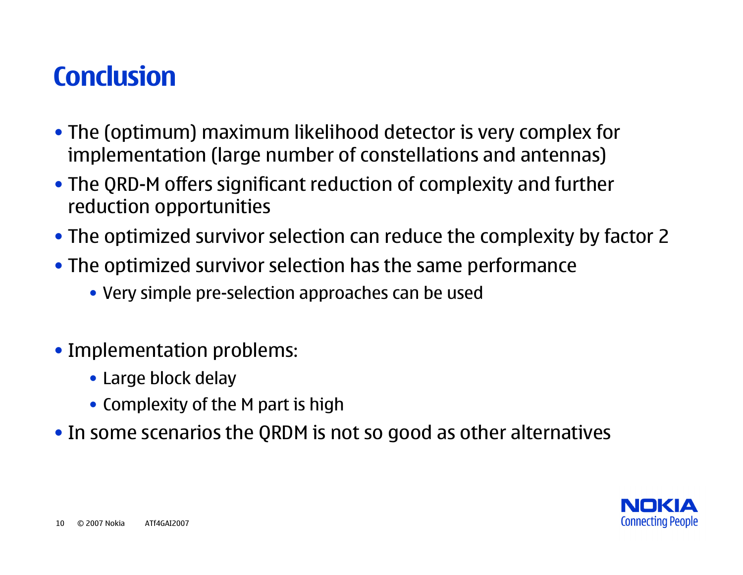# Conclusion

- The (optimum) maximum likelihood detector is very complex for implementation (large number of constellations and antennas)
- The QRD-M offers significant reduction of complexity and further reduction opportunities
- The optimized survivor selection can reduce the complexity by factor 2
- The optimized survivor selection has the same performance
  - Very simple pre-selection approaches can be used

- Implementation problems:
  - Large block delay
  - Complexity of the M part is high
- In some scenarios the QRDM is not so good as other alternatives